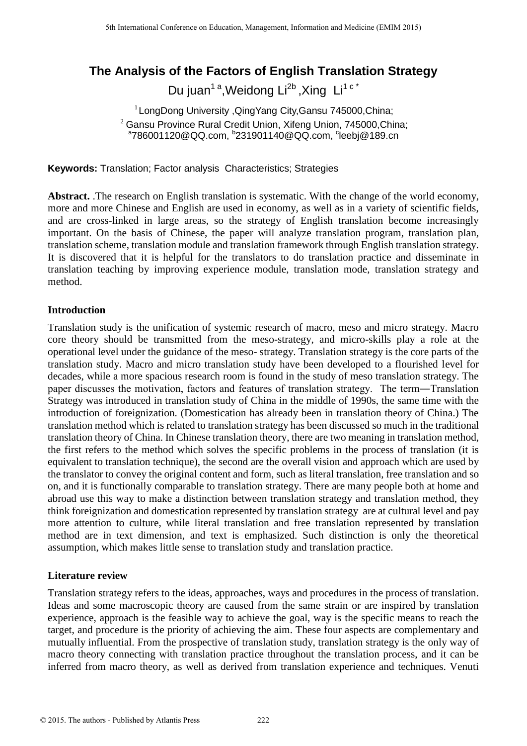# The Analysis of the Factors of English Translation Strategy

Du juan[1 a], Weidong Li[2b], Xing Li[1 c *]

[1] LongDong University, QingYang City, Gansu 745000, China;

[2] Gansu Province Rural Credit Union, Xifeng Union, 745000, China;

[a]786001120@QQ.com, [b]231901140@QQ.com, [c]leebj@189.cn

**Keywords:** Translation; Factor analysis Characteristics; Strategies

**Abstract.** .The research on English translation is systematic. With the change of the world economy, more and more Chinese and English are used in economy, as well as in a variety of scientific fields, and are cross-linked in large areas, so the strategy of English translation become increasingly important. On the basis of Chinese, the paper will analyze translation program, translation plan, translation scheme, translation module and translation framework through English translation strategy. It is discovered that it is helpful for the translators to do translation practice and disseminate in translation teaching by improving experience module, translation mode, translation strategy and method.

## Introduction

Translation study is the unification of systemic research of macro, meso and micro strategy. Macro core theory should be transmitted from the meso-strategy, and micro-skills play a role at the operational level under the guidance of the meso- strategy. Translation strategy is the core parts of the translation study. Macro and micro translation study have been developed to a flourished level for decades, while a more spacious research room is found in the study of meso translation strategy. The paper discusses the motivation, factors and features of translation strategy. The term―Translation Strategy was introduced in translation study of China in the middle of 1990s, the same time with the introduction of foreignization. (Domestication has already been in translation theory of China.) The translation method which is related to translation strategy has been discussed so much in the traditional translation theory of China. In Chinese translation theory, there are two meaning in translation method, the first refers to the method which solves the specific problems in the process of translation (it is equivalent to translation technique), the second are the overall vision and approach which are used by the translator to convey the original content and form, such as literal translation, free translation and so on, and it is functionally comparable to translation strategy. There are many people both at home and abroad use this way to make a distinction between translation strategy and translation method, they think foreignization and domestication represented by translation strategy are at cultural level and pay more attention to culture, while literal translation and free translation represented by translation method are in text dimension, and text is emphasized. Such distinction is only the theoretical assumption, which makes little sense to translation study and translation practice.

## Literature review

Translation strategy refers to the ideas, approaches, ways and procedures in the process of translation. Ideas and some macroscopic theory are caused from the same strain or are inspired by translation experience, approach is the feasible way to achieve the goal, way is the specific means to reach the target, and procedure is the priority of achieving the aim. These four aspects are complementary and mutually influential. From the prospective of translation study, translation strategy is the only way of macro theory connecting with translation practice throughout the translation process, and it can be inferred from macro theory, as well as derived from translation experience and techniques. Venuti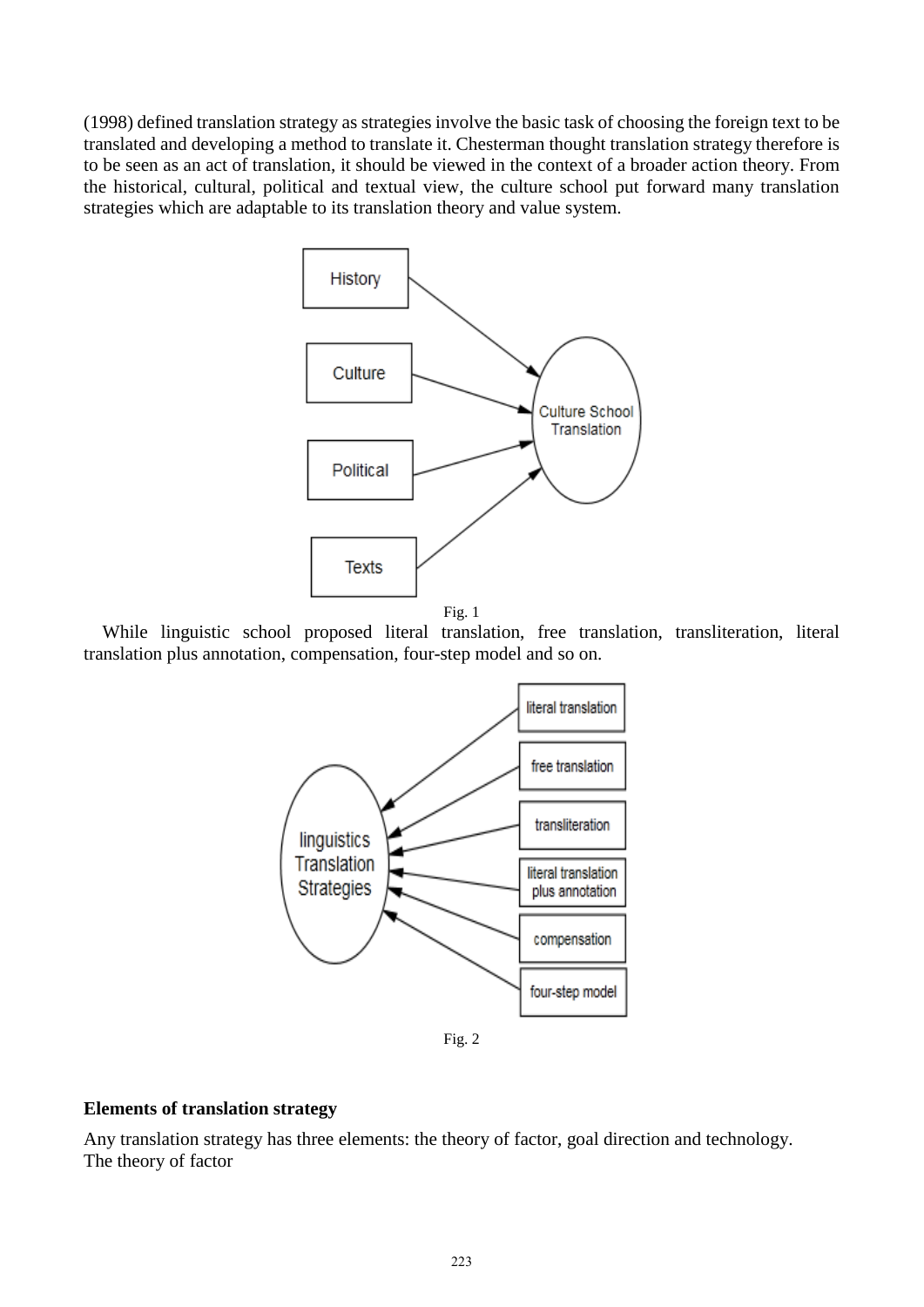(1998) defined translation strategy as strategies involve the basic task of choosing the foreign text to be translated and developing a method to translate it. Chesterman thought translation strategy therefore is to be seen as an act of translation, it should be viewed in the context of a broader action theory. From the historical, cultural, political and textual view, the culture school put forward many translation strategies which are adaptable to its translation theory and value system.

Fig. 1

While linguistic school proposed literal translation, free translation, transliteration, literal translation plus annotation, compensation, four-step model and so on.

Fig. 2

**Elements of translation strategy**

Any translation strategy has three elements: the theory of factor, goal direction and technology.
The theory of factor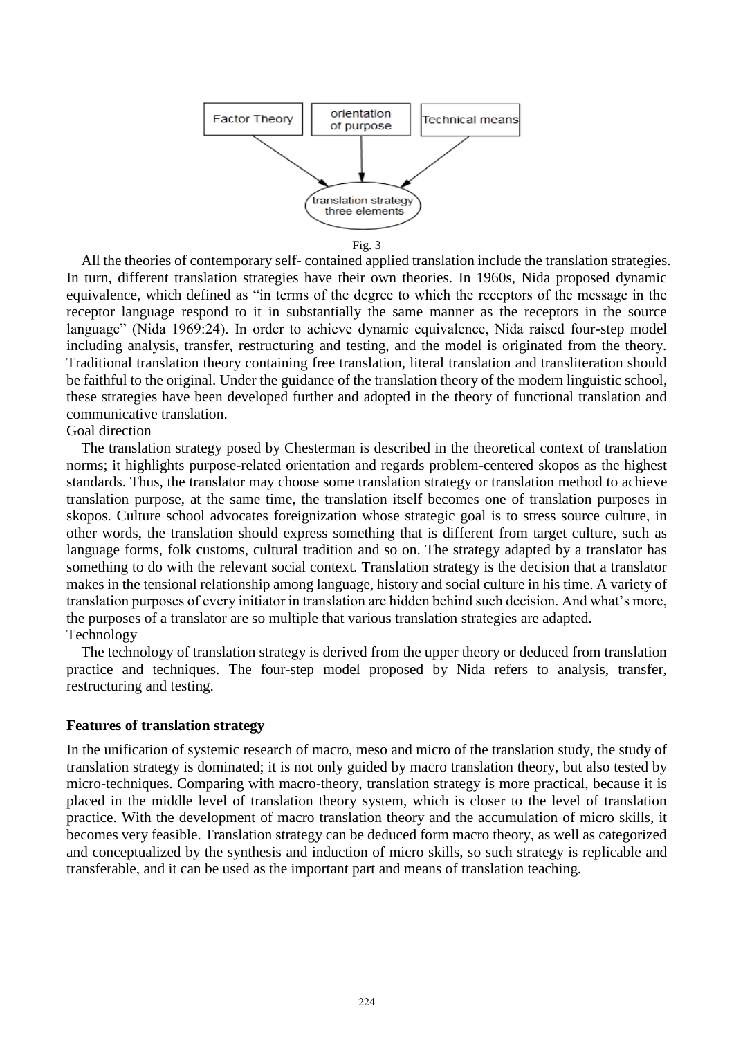Fig. 3

All the theories of contemporary self- contained applied translation include the translation strategies. In turn, different translation strategies have their own theories. In 1960s, Nida proposed dynamic equivalence, which defined as "in terms of the degree to which the receptors of the message in the receptor language respond to it in substantially the same manner as the receptors in the source language" (Nida 1969:24). In order to achieve dynamic equivalence, Nida raised four-step model including analysis, transfer, restructuring and testing, and the model is originated from the theory. Traditional translation theory containing free translation, literal translation and transliteration should be faithful to the original. Under the guidance of the translation theory of the modern linguistic school, these strategies have been developed further and adopted in the theory of functional translation and communicative translation.

Goal direction

The translation strategy posed by Chesterman is described in the theoretical context of translation norms; it highlights purpose-related orientation and regards problem-centered skopos as the highest standards. Thus, the translator may choose some translation strategy or translation method to achieve translation purpose, at the same time, the translation itself becomes one of translation purposes in skopos. Culture school advocates foreignization whose strategic goal is to stress source culture, in other words, the translation should express something that is different from target culture, such as language forms, folk customs, cultural tradition and so on. The strategy adapted by a translator has something to do with the relevant social context. Translation strategy is the decision that a translator makes in the tensional relationship among language, history and social culture in his time. A variety of translation purposes of every initiator in translation are hidden behind such decision. And what's more, the purposes of a translator are so multiple that various translation strategies are adapted.

Technology

The technology of translation strategy is derived from the upper theory or deduced from translation practice and techniques. The four-step model proposed by Nida refers to analysis, transfer, restructuring and testing.

**Features of translation strategy**

In the unification of systemic research of macro, meso and micro of the translation study, the study of translation strategy is dominated; it is not only guided by macro translation theory, but also tested by micro-techniques. Comparing with macro-theory, translation strategy is more practical, because it is placed in the middle level of translation theory system, which is closer to the level of translation practice. With the development of macro translation theory and the accumulation of micro skills, it becomes very feasible. Translation strategy can be deduced form macro theory, as well as categorized and conceptualized by the synthesis and induction of micro skills, so such strategy is replicable and transferable, and it can be used as the important part and means of translation teaching.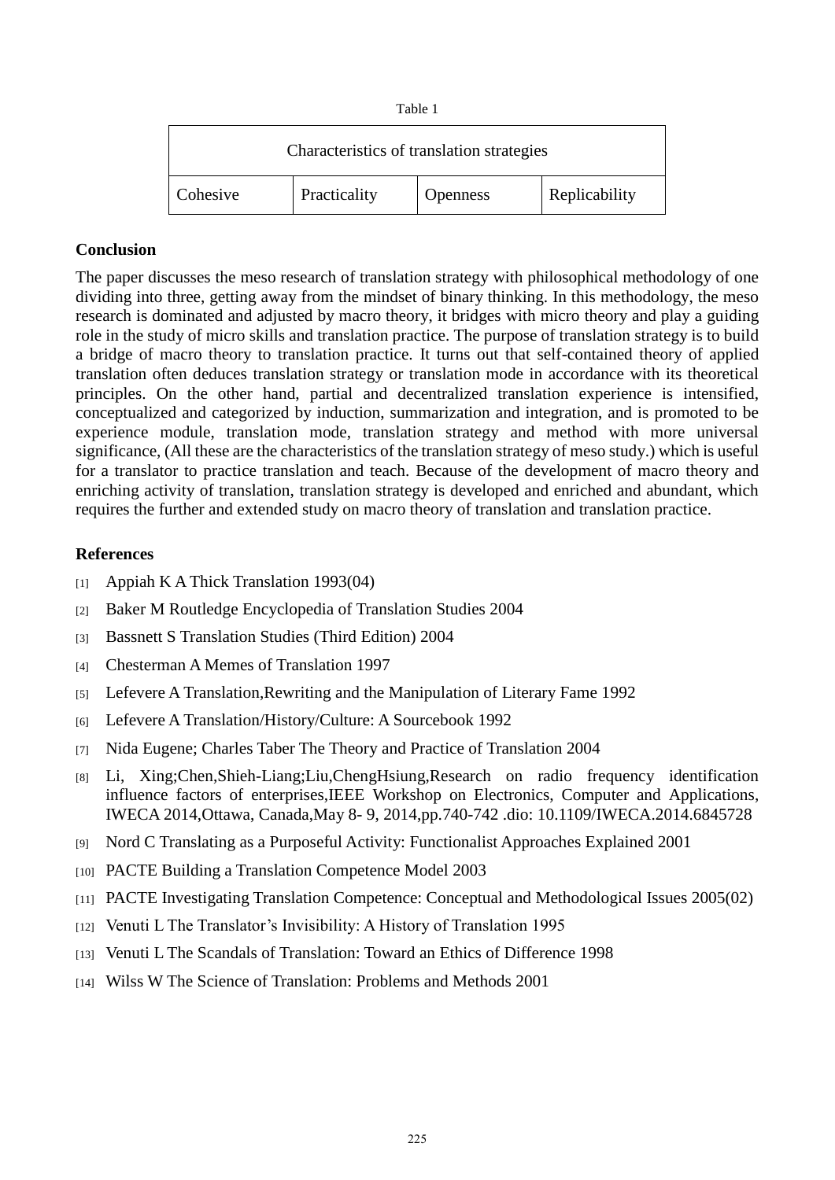Table 1

| Characteristics of translation strategies | | | |
|---|---|---|---|
| Cohesive | Practicality | Openness | Replicability |

**Conclusion**

The paper discusses the meso research of translation strategy with philosophical methodology of one dividing into three, getting away from the mindset of binary thinking. In this methodology, the meso research is dominated and adjusted by macro theory, it bridges with micro theory and play a guiding role in the study of micro skills and translation practice. The purpose of translation strategy is to build a bridge of macro theory to translation practice. It turns out that self-contained theory of applied translation often deduces translation strategy or translation mode in accordance with its theoretical principles. On the other hand, partial and decentralized translation experience is intensified, conceptualized and categorized by induction, summarization and integration, and is promoted to be experience module, translation mode, translation strategy and method with more universal significance, (All these are the characteristics of the translation strategy of meso study.) which is useful for a translator to practice translation and teach. Because of the development of macro theory and enriching activity of translation, translation strategy is developed and enriched and abundant, which requires the further and extended study on macro theory of translation and translation practice.

**References**

[1] Appiah K A Thick Translation 1993(04)

[2] Baker M Routledge Encyclopedia of Translation Studies 2004

[3] Bassnett S Translation Studies (Third Edition) 2004

[4] Chesterman A Memes of Translation 1997

[5] Lefevere A Translation,Rewriting and the Manipulation of Literary Fame 1992

[6] Lefevere A Translation/History/Culture: A Sourcebook 1992

[7] Nida Eugene; Charles Taber The Theory and Practice of Translation 2004

[8] Li, Xing;Chen,Shieh-Liang;Liu,ChengHsiung,Research on radio frequency identification influence factors of enterprises,IEEE Workshop on Electronics, Computer and Applications, IWECA 2014,Ottawa, Canada,May 8- 9, 2014,pp.740-742 .dio: 10.1109/IWECA.2014.6845728

[9] Nord C Translating as a Purposeful Activity: Functionalist Approaches Explained 2001

[10] PACTE Building a Translation Competence Model 2003

[11] PACTE Investigating Translation Competence: Conceptual and Methodological Issues 2005(02)

[12] Venuti L The Translator's Invisibility: A History of Translation 1995

[13] Venuti L The Scandals of Translation: Toward an Ethics of Difference 1998

[14] Wilss W The Science of Translation: Problems and Methods 2001